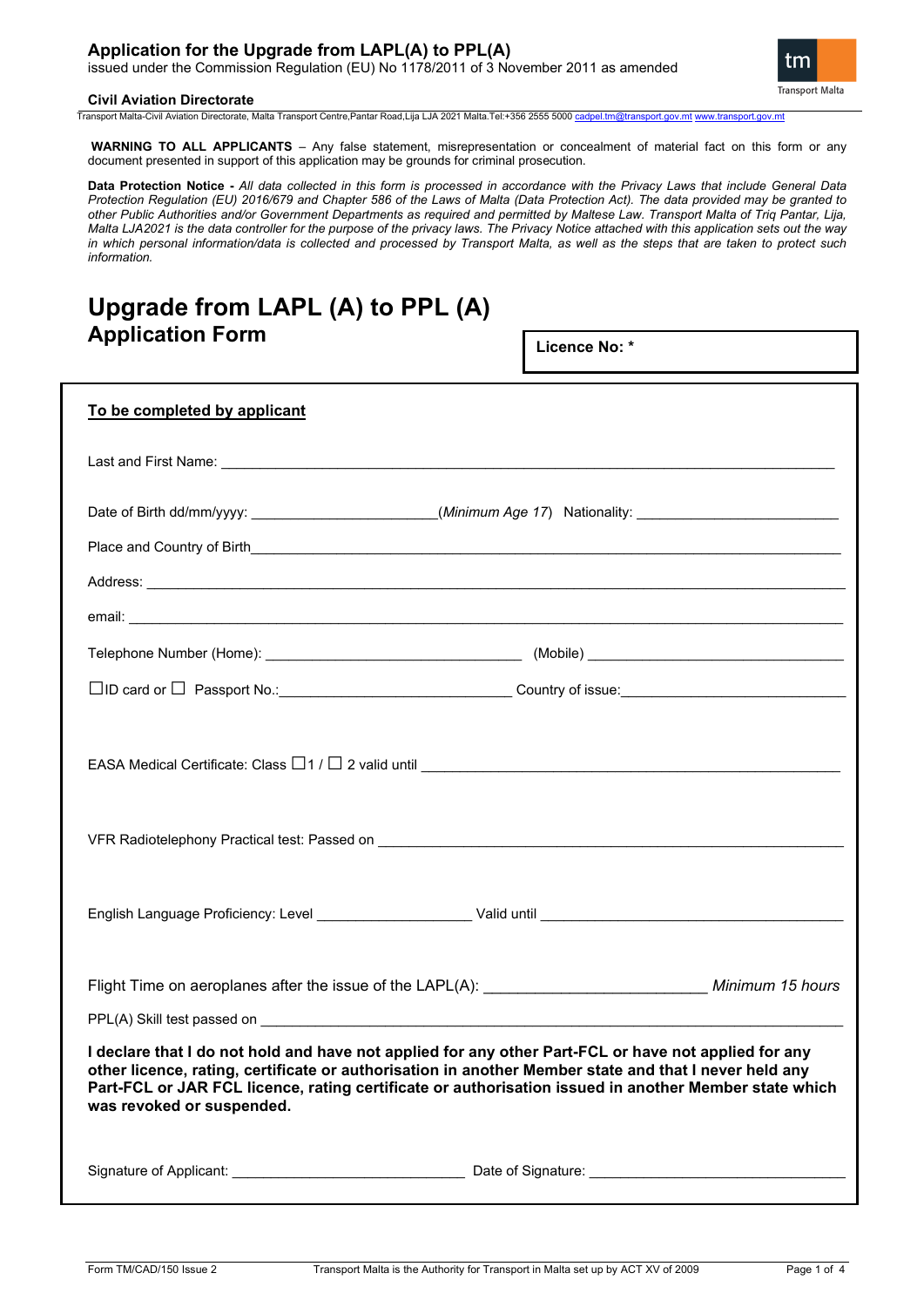**Application for the Upgrade from LAPL(A) to PPL(A)**
issued under the Commission Regulation (EU) No 1178/2011 of 3 November 2011 as amended

**Civil Aviation Directorate**
Transport Malta-Civil Aviation Directorate, Malta Transport Centre,Pantar Road,Lija LJA 2021 Malta.Tel:+356 2555 5000 cadpel.tm@transport.gov.mt www.transport.gov.mt

**WARNING TO ALL APPLICANTS** – Any false statement, misrepresentation or concealment of material fact on this form or any document presented in support of this application may be grounds for criminal prosecution.

**Data Protection Notice -** *All data collected in this form is processed in accordance with the Privacy Laws that include General Data Protection Regulation (EU) 2016/679 and Chapter 586 of the Laws of Malta (Data Protection Act). The data provided may be granted to other Public Authorities and/or Government Departments as required and permitted by Maltese Law. Transport Malta of Triq Pantar, Lija, Malta LJA2021 is the data controller for the purpose of the privacy laws. The Privacy Notice attached with this application sets out the way in which personal information/data is collected and processed by Transport Malta, as well as the steps that are taken to protect such information.*

# Upgrade from LAPL (A) to PPL (A)
## Application Form

**Licence No: ***

**To be completed by applicant**

Last and First Name: ______________________________

Date of Birth dd/mm/yyyy: ____________ (*Minimum Age 17*) Nationality: ____________

Place and Country of Birth______________________________

Address: ______________________________

email: ______________________________

Telephone Number (Home): ____________ (Mobile) ____________

☐ID card or ☐ Passport No.:____________ Country of issue:____________

EASA Medical Certificate: Class ☐1 / ☐ 2 valid until ______________________________

VFR Radiotelephony Practical test: Passed on ______________________________

English Language Proficiency: Level ____________ Valid until ____________

Flight Time on aeroplanes after the issue of the LAPL(A): ____________ *Minimum 15 hours*

PPL(A) Skill test passed on ______________________________

**I declare that I do not hold and have not applied for any other Part-FCL or have not applied for any other licence, rating, certificate or authorisation in another Member state and that I never held any Part-FCL or JAR FCL licence, rating certificate or authorisation issued in another Member state which was revoked or suspended.**

Signature of Applicant: ____________ Date of Signature: ____________

Form TM/CAD/150 Issue 2 Transport Malta is the Authority for Transport in Malta set up by ACT XV of 2009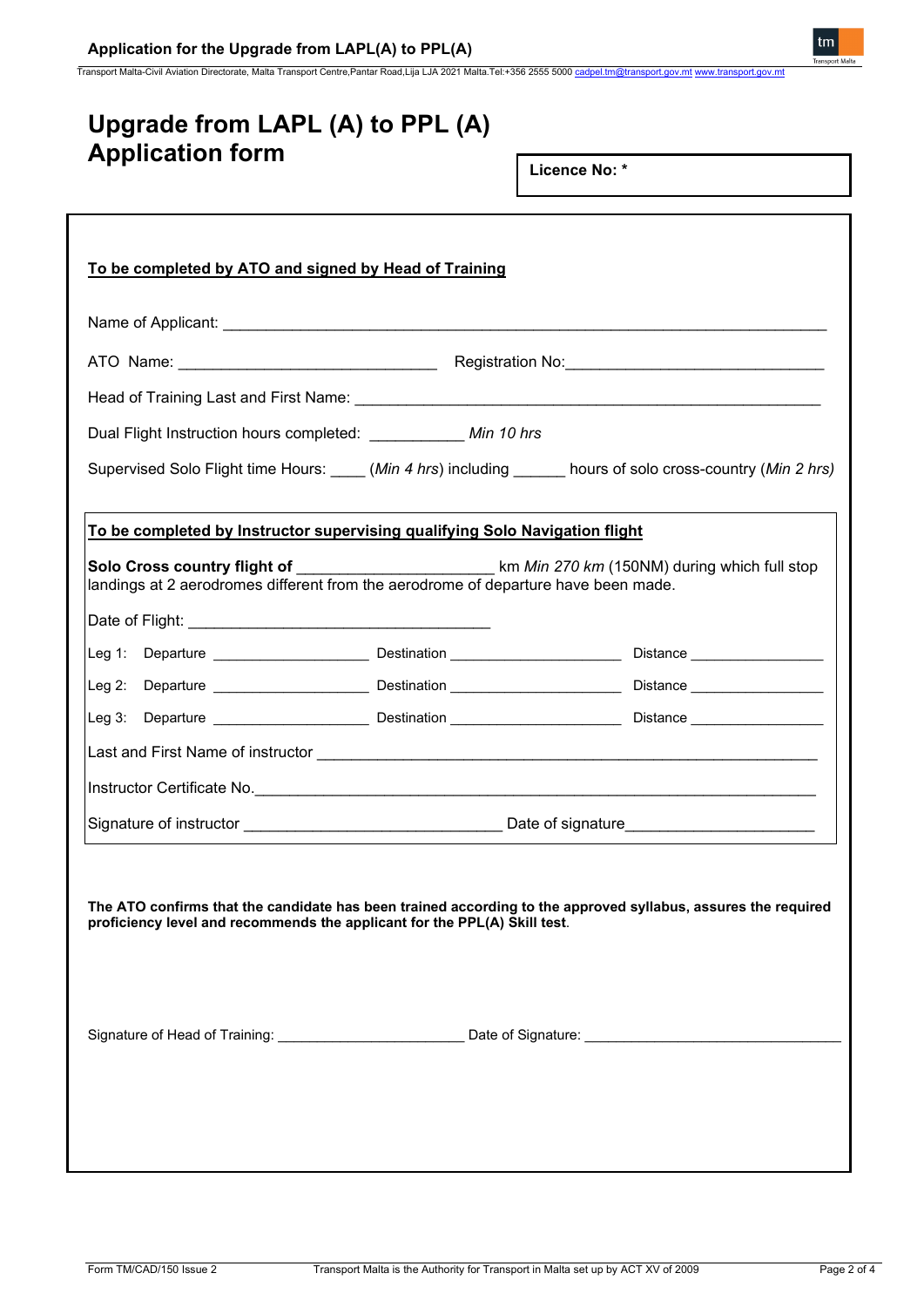# Upgrade from LAPL (A) to PPL (A) Application form

**Licence No: ***

**To be completed by ATO and signed by Head of Training**

Name of Applicant: ___________________________________________________________________________

ATO Name: ______________________________ Registration No: ______________________________

Head of Training Last and First Name: ______________________________________________________

Dual Flight Instruction hours completed: ___________ *Min 10 hrs*

Supervised Solo Flight time Hours: ____ (*Min 4 hrs*) including ______ hours of solo cross-country (*Min 2 hrs*)

**To be completed by Instructor supervising qualifying Solo Navigation flight**

**Solo Cross country flight of** ______________________ km *Min 270 km* (150NM) during which full stop landings at 2 aerodromes different from the aerodrome of departure have been made.

Date of Flight: ___________________________________

Leg 1: Departure ___________________ Destination _____________________ Distance ________________

Leg 2: Departure ___________________ Destination _____________________ Distance ________________

Leg 3: Departure ___________________ Destination _____________________ Distance ________________

Last and First Name of instructor __________________________________________________________

Instructor Certificate No. _________________________________________________________________

Signature of instructor ______________________________ Date of signature _____________________

**The ATO confirms that the candidate has been trained according to the approved syllabus, assures the required proficiency level and recommends the applicant for the PPL(A) Skill test.**

Signature of Head of Training: _______________________ Date of Signature: ______________________________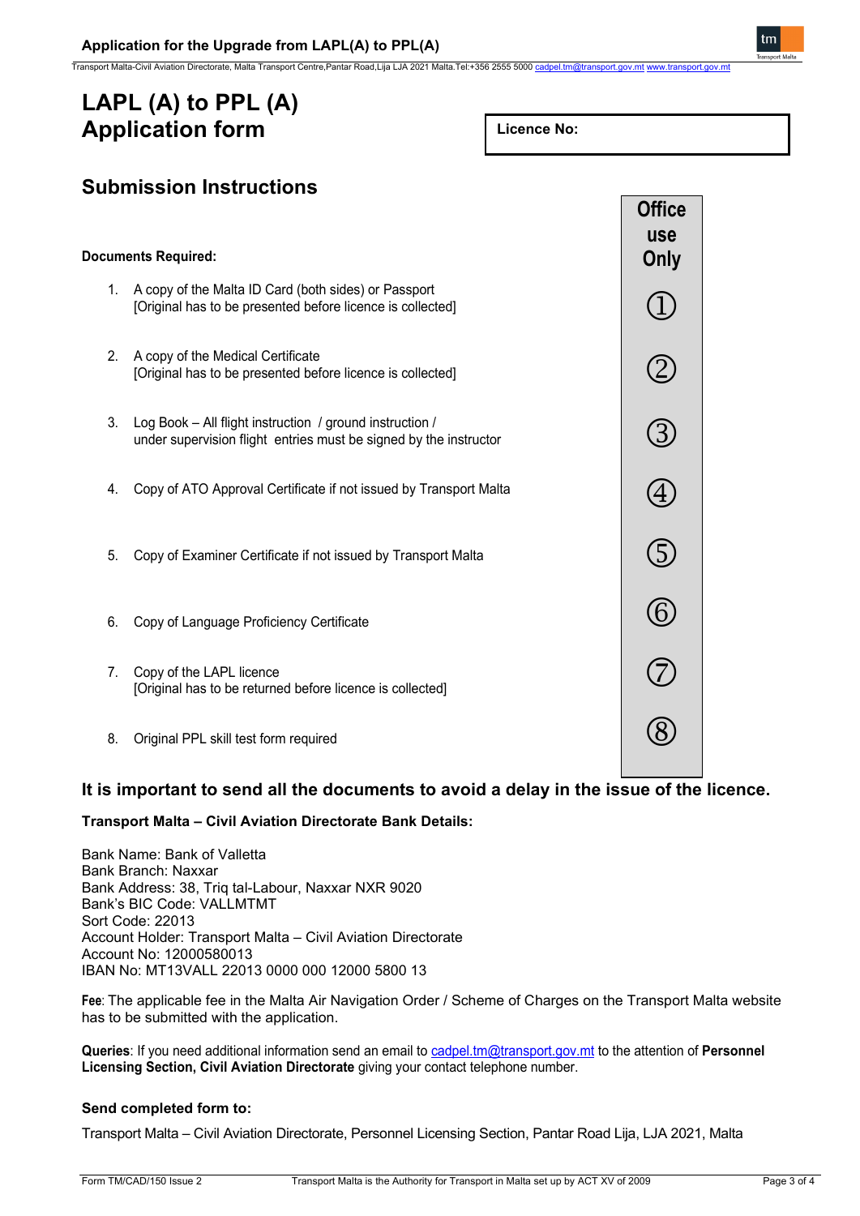# LAPL (A) to PPL (A) Application form

**Licence No:**

## Submission Instructions

**Documents Required:**

| | Office use Only |
|---|---|
| 1. A copy of the Malta ID Card (both sides) or Passport [Original has to be presented before licence is collected] | ① |
| 2. A copy of the Medical Certificate [Original has to be presented before licence is collected] | ② |
| 3. Log Book – All flight instruction / ground instruction / under supervision flight entries must be signed by the instructor | ③ |
| 4. Copy of ATO Approval Certificate if not issued by Transport Malta | ④ |
| 5. Copy of Examiner Certificate if not issued by Transport Malta | ⑤ |
| 6. Copy of Language Proficiency Certificate | ⑥ |
| 7. Copy of the LAPL licence [Original has to be returned before licence is collected] | ⑦ |
| 8. Original PPL skill test form required | ⑧ |

### It is important to send all the documents to avoid a delay in the issue of the licence.

**Transport Malta – Civil Aviation Directorate Bank Details:**

Bank Name: Bank of Valletta
Bank Branch: Naxxar
Bank Address: 38, Triq tal-Labour, Naxxar NXR 9020
Bank's BIC Code: VALLMTMT
Sort Code: 22013
Account Holder: Transport Malta – Civil Aviation Directorate
Account No: 12000580013
IBAN No: MT13VALL 22013 0000 000 12000 5800 13

**Fee**: The applicable fee in the Malta Air Navigation Order / Scheme of Charges on the Transport Malta website has to be submitted with the application.

**Queries**: If you need additional information send an email to cadpel.tm@transport.gov.mt to the attention of **Personnel Licensing Section, Civil Aviation Directorate** giving your contact telephone number.

**Send completed form to:**

Transport Malta – Civil Aviation Directorate, Personnel Licensing Section, Pantar Road Lija, LJA 2021, Malta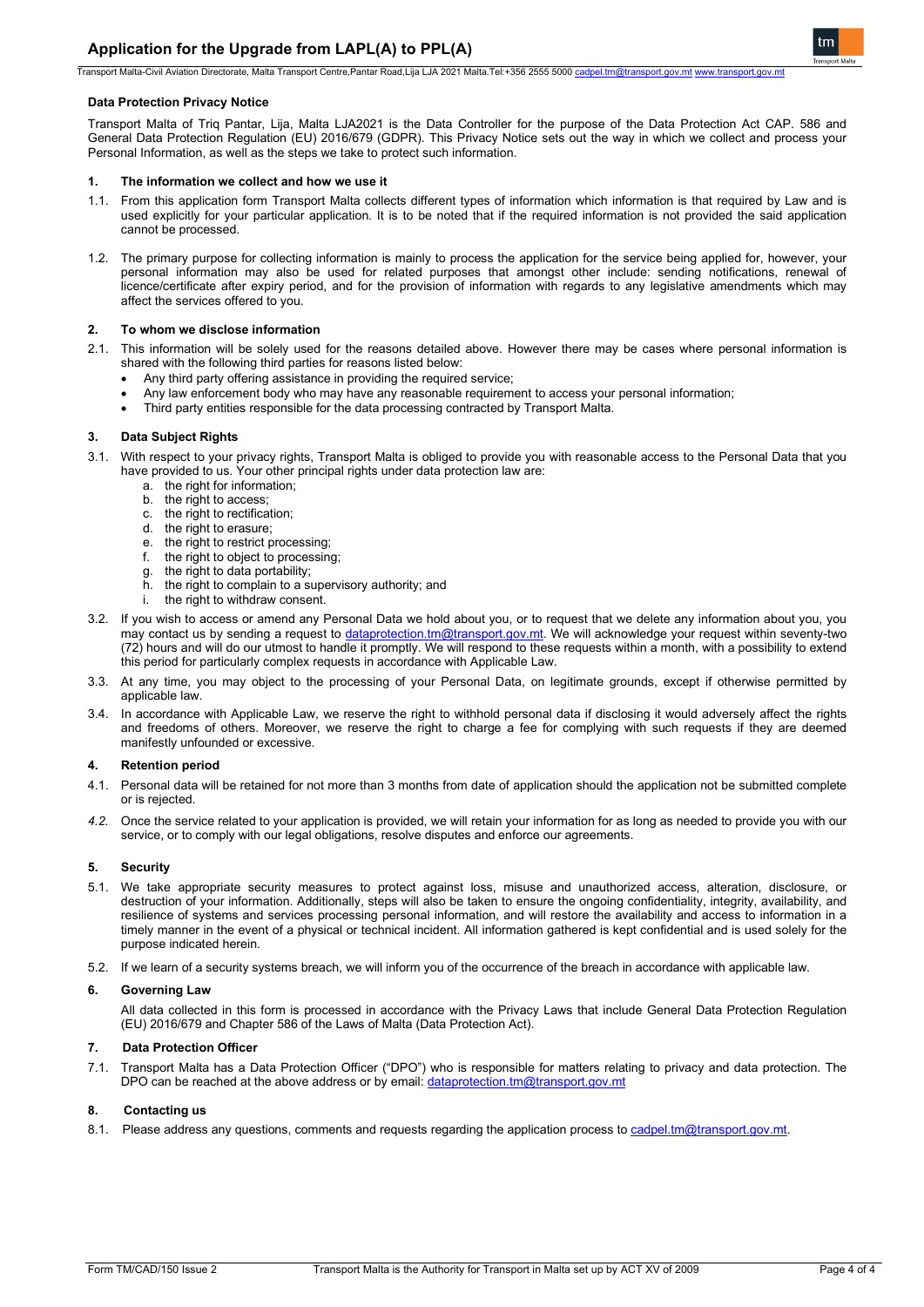## Data Protection Privacy Notice

Transport Malta of Triq Pantar, Lija, Malta LJA2021 is the Data Controller for the purpose of the Data Protection Act CAP. 586 and General Data Protection Regulation (EU) 2016/679 (GDPR). This Privacy Notice sets out the way in which we collect and process your Personal Information, as well as the steps we take to protect such information.

### 1. The information we collect and how we use it

1.1. From this application form Transport Malta collects different types of information which information is that required by Law and is used explicitly for your particular application. It is to be noted that if the required information is not provided the said application cannot be processed.

1.2. The primary purpose for collecting information is mainly to process the application for the service being applied for, however, your personal information may also be used for related purposes that amongst other include: sending notifications, renewal of licence/certificate after expiry period, and for the provision of information with regards to any legislative amendments which may affect the services offered to you.

### 2. To whom we disclose information

2.1. This information will be solely used for the reasons detailed above. However there may be cases where personal information is shared with the following third parties for reasons listed below:

- Any third party offering assistance in providing the required service;
- Any law enforcement body who may have any reasonable requirement to access your personal information;
- Third party entities responsible for the data processing contracted by Transport Malta.

### 3. Data Subject Rights

3.1. With respect to your privacy rights, Transport Malta is obliged to provide you with reasonable access to the Personal Data that you have provided to us. Your other principal rights under data protection law are:

a. the right for information;
b. the right to access;
c. the right to rectification;
d. the right to erasure;
e. the right to restrict processing;
f. the right to object to processing;
g. the right to data portability;
h. the right to complain to a supervisory authority; and
i. the right to withdraw consent.

3.2. If you wish to access or amend any Personal Data we hold about you, or to request that we delete any information about you, you may contact us by sending a request to dataprotection.tm@transport.gov.mt. We will acknowledge your request within seventy-two (72) hours and will do our utmost to handle it promptly. We will respond to these requests within a month, with a possibility to extend this period for particularly complex requests in accordance with Applicable Law.

3.3. At any time, you may object to the processing of your Personal Data, on legitimate grounds, except if otherwise permitted by applicable law.

3.4. In accordance with Applicable Law, we reserve the right to withhold personal data if disclosing it would adversely affect the rights and freedoms of others. Moreover, we reserve the right to charge a fee for complying with such requests if they are deemed manifestly unfounded or excessive.

### 4. Retention period

4.1. Personal data will be retained for not more than 3 months from date of application should the application not be submitted complete or is rejected.

*4.2.* Once the service related to your application is provided, we will retain your information for as long as needed to provide you with our service, or to comply with our legal obligations, resolve disputes and enforce our agreements.

### 5. Security

5.1. We take appropriate security measures to protect against loss, misuse and unauthorized access, alteration, disclosure, or destruction of your information. Additionally, steps will also be taken to ensure the ongoing confidentiality, integrity, availability, and resilience of systems and services processing personal information, and will restore the availability and access to information in a timely manner in the event of a physical or technical incident. All information gathered is kept confidential and is used solely for the purpose indicated herein.

5.2. If we learn of a security systems breach, we will inform you of the occurrence of the breach in accordance with applicable law.

### 6. Governing Law

All data collected in this form is processed in accordance with the Privacy Laws that include General Data Protection Regulation (EU) 2016/679 and Chapter 586 of the Laws of Malta (Data Protection Act).

### 7. Data Protection Officer

7.1. Transport Malta has a Data Protection Officer ("DPO") who is responsible for matters relating to privacy and data protection. The DPO can be reached at the above address or by email: dataprotection.tm@transport.gov.mt

### 8. Contacting us

8.1. Please address any questions, comments and requests regarding the application process to cadpel.tm@transport.gov.mt.